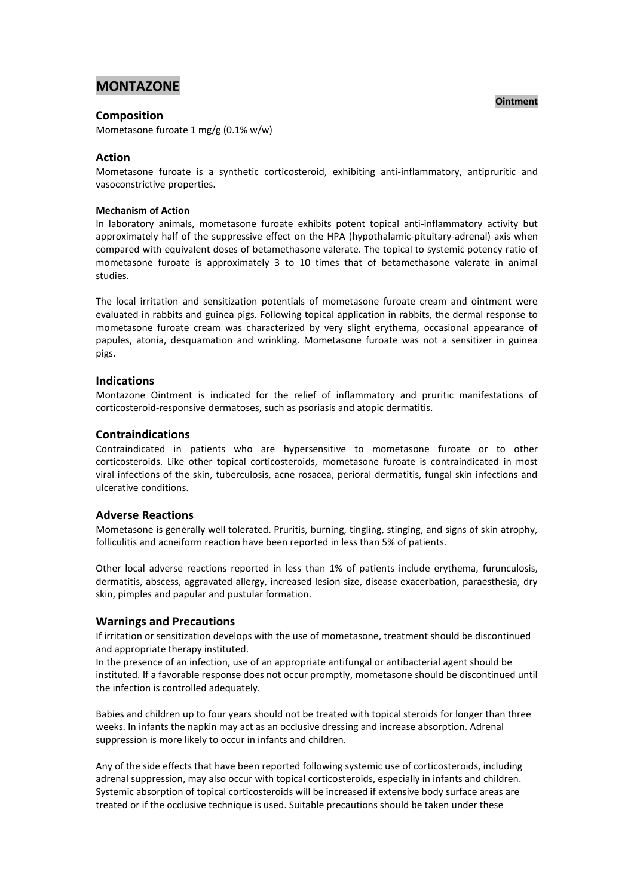# MONTAZONE

**Ointment**

## Composition

Mometasone furoate 1 mg/g (0.1% w/w)

## Action

Mometasone furoate is a synthetic corticosteroid, exhibiting anti-inflammatory, antipruritic and vasoconstrictive properties.

#### Mechanism of Action

In laboratory animals, mometasone furoate exhibits potent topical anti-inflammatory activity but approximately half of the suppressive effect on the HPA (hypothalamic-pituitary-adrenal) axis when compared with equivalent doses of betamethasone valerate. The topical to systemic potency ratio of mometasone furoate is approximately 3 to 10 times that of betamethasone valerate in animal studies.

The local irritation and sensitization potentials of mometasone furoate cream and ointment were evaluated in rabbits and guinea pigs. Following topical application in rabbits, the dermal response to mometasone furoate cream was characterized by very slight erythema, occasional appearance of papules, atonia, desquamation and wrinkling. Mometasone furoate was not a sensitizer in guinea pigs.

## Indications

Montazone Ointment is indicated for the relief of inflammatory and pruritic manifestations of corticosteroid-responsive dermatoses, such as psoriasis and atopic dermatitis.

## Contraindications

Contraindicated in patients who are hypersensitive to mometasone furoate or to other corticosteroids. Like other topical corticosteroids, mometasone furoate is contraindicated in most viral infections of the skin, tuberculosis, acne rosacea, perioral dermatitis, fungal skin infections and ulcerative conditions.

## Adverse Reactions

Mometasone is generally well tolerated. Pruritis, burning, tingling, stinging, and signs of skin atrophy, folliculitis and acneiform reaction have been reported in less than 5% of patients.

Other local adverse reactions reported in less than 1% of patients include erythema, furunculosis, dermatitis, abscess, aggravated allergy, increased lesion size, disease exacerbation, paraesthesia, dry skin, pimples and papular and pustular formation.

## Warnings and Precautions

If irritation or sensitization develops with the use of mometasone, treatment should be discontinued and appropriate therapy instituted.
In the presence of an infection, use of an appropriate antifungal or antibacterial agent should be instituted. If a favorable response does not occur promptly, mometasone should be discontinued until the infection is controlled adequately.

Babies and children up to four years should not be treated with topical steroids for longer than three weeks. In infants the napkin may act as an occlusive dressing and increase absorption. Adrenal suppression is more likely to occur in infants and children.

Any of the side effects that have been reported following systemic use of corticosteroids, including adrenal suppression, may also occur with topical corticosteroids, especially in infants and children. Systemic absorption of topical corticosteroids will be increased if extensive body surface areas are treated or if the occlusive technique is used. Suitable precautions should be taken under these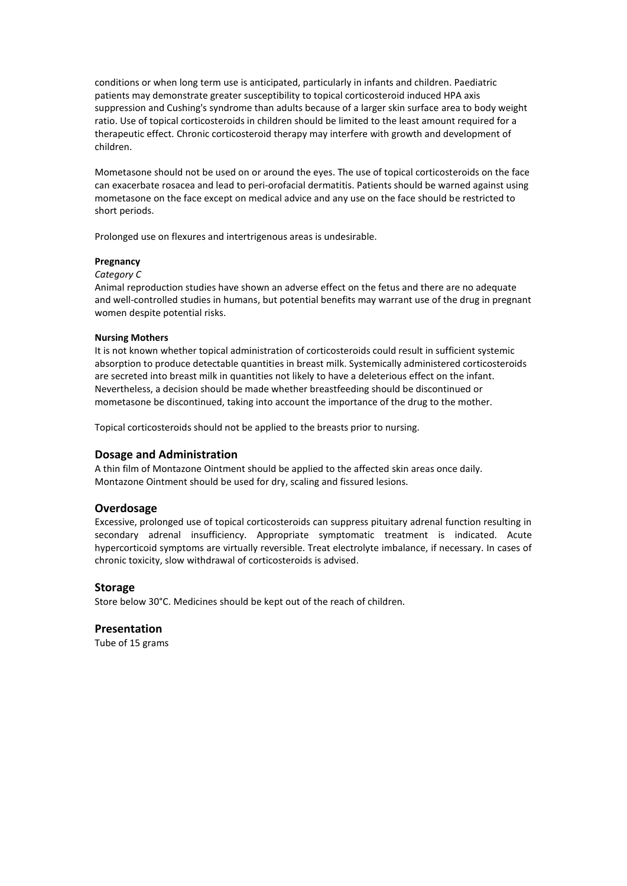conditions or when long term use is anticipated, particularly in infants and children. Paediatric patients may demonstrate greater susceptibility to topical corticosteroid induced HPA axis suppression and Cushing's syndrome than adults because of a larger skin surface area to body weight ratio. Use of topical corticosteroids in children should be limited to the least amount required for a therapeutic effect. Chronic corticosteroid therapy may interfere with growth and development of children.

Mometasone should not be used on or around the eyes. The use of topical corticosteroids on the face can exacerbate rosacea and lead to peri-orofacial dermatitis. Patients should be warned against using mometasone on the face except on medical advice and any use on the face should be restricted to short periods.

Prolonged use on flexures and intertrigenous areas is undesirable.

#### Pregnancy

*Category C*

Animal reproduction studies have shown an adverse effect on the fetus and there are no adequate and well-controlled studies in humans, but potential benefits may warrant use of the drug in pregnant women despite potential risks.

#### Nursing Mothers

It is not known whether topical administration of corticosteroids could result in sufficient systemic absorption to produce detectable quantities in breast milk. Systemically administered corticosteroids are secreted into breast milk in quantities not likely to have a deleterious effect on the infant. Nevertheless, a decision should be made whether breastfeeding should be discontinued or mometasone be discontinued, taking into account the importance of the drug to the mother.

Topical corticosteroids should not be applied to the breasts prior to nursing.

## Dosage and Administration

A thin film of Montazone Ointment should be applied to the affected skin areas once daily.
Montazone Ointment should be used for dry, scaling and fissured lesions.

## Overdosage

Excessive, prolonged use of topical corticosteroids can suppress pituitary adrenal function resulting in secondary adrenal insufficiency. Appropriate symptomatic treatment is indicated. Acute hypercorticoid symptoms are virtually reversible. Treat electrolyte imbalance, if necessary. In cases of chronic toxicity, slow withdrawal of corticosteroids is advised.

## Storage

Store below 30°C. Medicines should be kept out of the reach of children.

## Presentation

Tube of 15 grams